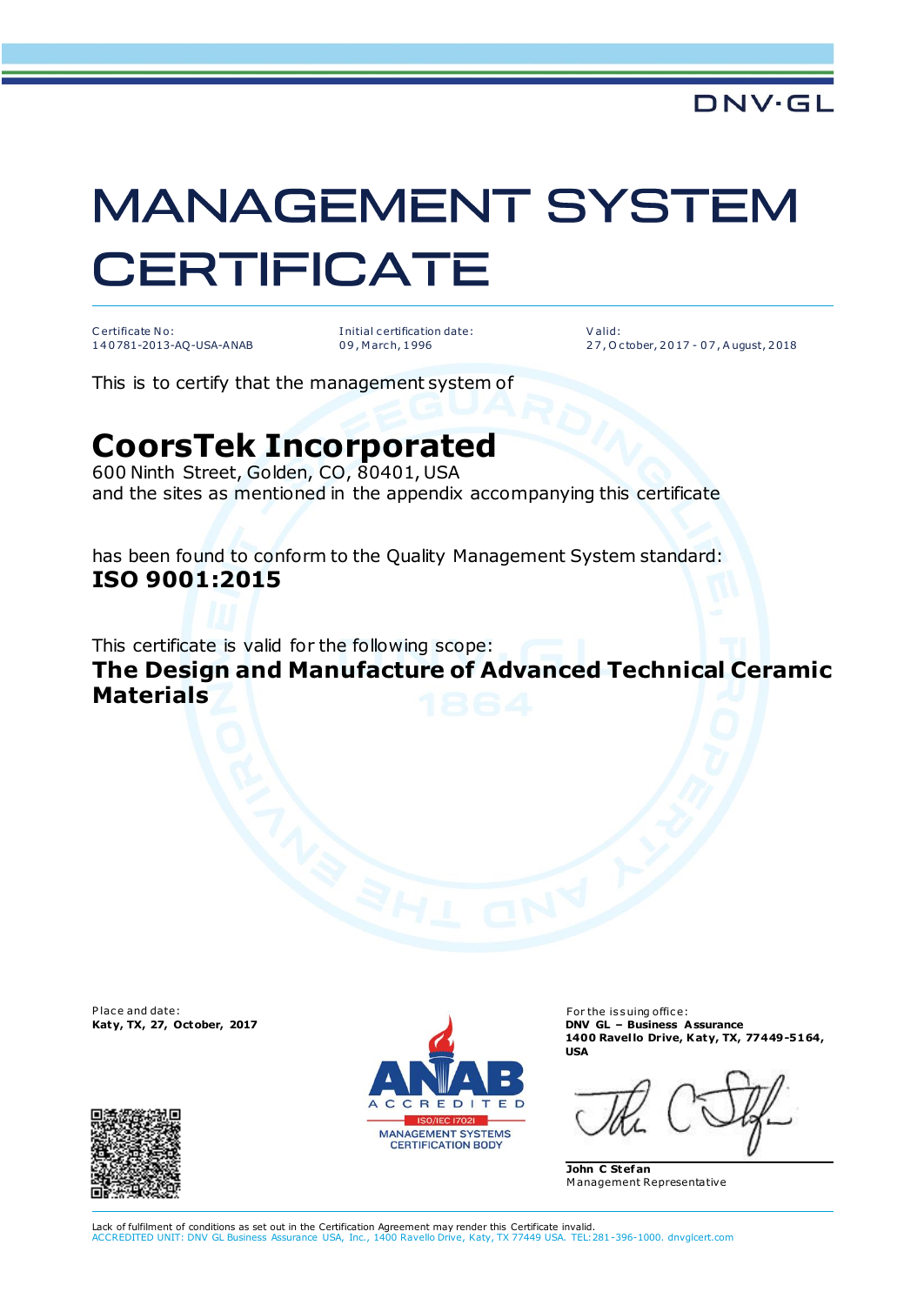DNV·GL

# MANAGEMENT SYSTEM CERTIFICATE

Certificate No:
140781-2013-AQ-USA-ANAB

Initial certification date:
09, March, 1996

Valid:
27, October, 2017 - 07, August, 2018

This is to certify that the management system of

## CoorsTek Incorporated

600 Ninth Street, Golden, CO, 80401, USA
and the sites as mentioned in the appendix accompanying this certificate

has been found to conform to the Quality Management System standard:
**ISO 9001:2015**

This certificate is valid for the following scope:
**The Design and Manufacture of Advanced Technical Ceramic Materials**

Place and date:
**Katy, TX, 27, October, 2017**

ANAB ACCREDITED
ISO/IEC 17021
MANAGEMENT SYSTEMS CERTIFICATION BODY

For the issuing office:
**DNV GL – Business Assurance**
**1400 Ravello Drive, Katy, TX, 77449-5164, USA**

**John C Stefan**
Management Representative

Lack of fulfilment of conditions as set out in the Certification Agreement may render this Certificate invalid.
ACCREDITED UNIT: DNV GL Business Assurance USA, Inc., 1400 Ravello Drive, Katy, TX 77449 USA. TEL: 281-396-1000. dnvglcert.com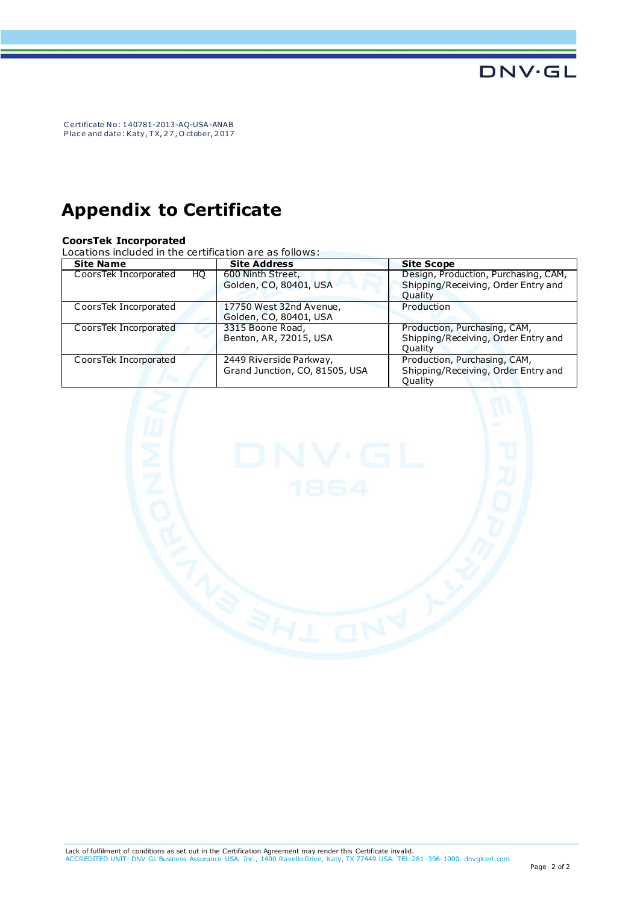Certificate No: 140781-2013-AQ-USA-ANAB
Place and date: Katy, TX, 27, October, 2017

# Appendix to Certificate

**CoorsTek Incorporated**
Locations included in the certification are as follows:

| Site Name | Site Address | Site Scope |
|---|---|---|
| CoorsTek Incorporated HQ | 600 Ninth Street, Golden, CO, 80401, USA | Design, Production, Purchasing, CAM, Shipping/Receiving, Order Entry and Quality |
| CoorsTek Incorporated | 17750 West 32nd Avenue, Golden, CO, 80401, USA | Production |
| CoorsTek Incorporated | 3315 Boone Road, Benton, AR, 72015, USA | Production, Purchasing, CAM, Shipping/Receiving, Order Entry and Quality |
| CoorsTek Incorporated | 2449 Riverside Parkway, Grand Junction, CO, 81505, USA | Production, Purchasing, CAM, Shipping/Receiving, Order Entry and Quality |

Lack of fulfilment of conditions as set out in the Certification Agreement may render this Certificate invalid.
ACCREDITED UNIT: DNV GL Business Assurance USA, Inc., 1400 Ravello Drive, Katy, TX 77449 USA. TEL:281-396-1000. dnvglcert.com